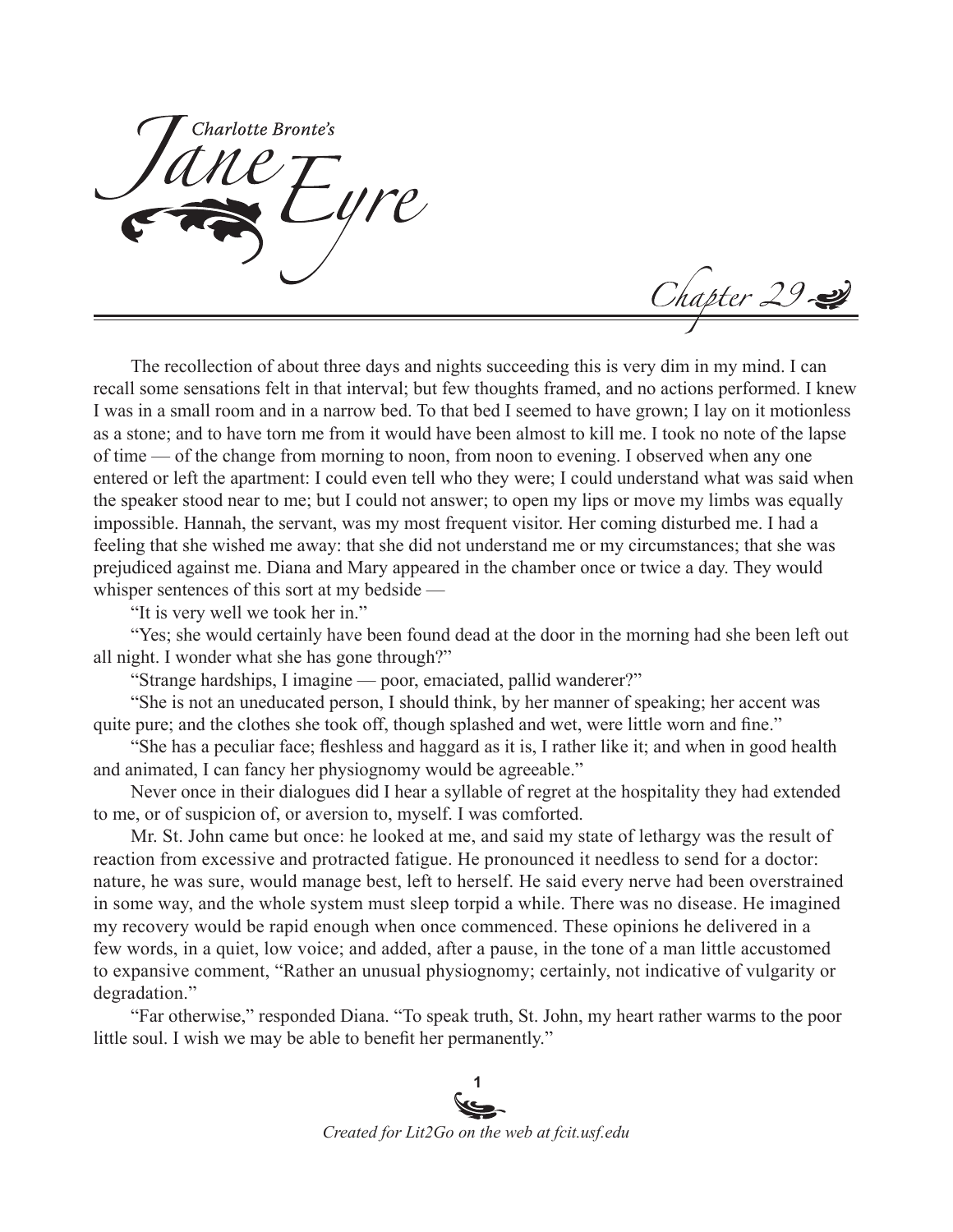# Charlotte Bronte's Jane Eyre

## Chapter 29

The recollection of about three days and nights succeeding this is very dim in my mind. I can recall some sensations felt in that interval; but few thoughts framed, and no actions performed. I knew I was in a small room and in a narrow bed. To that bed I seemed to have grown; I lay on it motionless as a stone; and to have torn me from it would have been almost to kill me. I took no note of the lapse of time — of the change from morning to noon, from noon to evening. I observed when any one entered or left the apartment: I could even tell who they were; I could understand what was said when the speaker stood near to me; but I could not answer; to open my lips or move my limbs was equally impossible. Hannah, the servant, was my most frequent visitor. Her coming disturbed me. I had a feeling that she wished me away: that she did not understand me or my circumstances; that she was prejudiced against me. Diana and Mary appeared in the chamber once or twice a day. They would whisper sentences of this sort at my bedside —

"It is very well we took her in."

"Yes; she would certainly have been found dead at the door in the morning had she been left out all night. I wonder what she has gone through?"

"Strange hardships, I imagine — poor, emaciated, pallid wanderer?"

"She is not an uneducated person, I should think, by her manner of speaking; her accent was quite pure; and the clothes she took off, though splashed and wet, were little worn and fine."

"She has a peculiar face; fleshless and haggard as it is, I rather like it; and when in good health and animated, I can fancy her physiognomy would be agreeable."

Never once in their dialogues did I hear a syllable of regret at the hospitality they had extended to me, or of suspicion of, or aversion to, myself. I was comforted.

Mr. St. John came but once: he looked at me, and said my state of lethargy was the result of reaction from excessive and protracted fatigue. He pronounced it needless to send for a doctor: nature, he was sure, would manage best, left to herself. He said every nerve had been overstrained in some way, and the whole system must sleep torpid a while. There was no disease. He imagined my recovery would be rapid enough when once commenced. These opinions he delivered in a few words, in a quiet, low voice; and added, after a pause, in the tone of a man little accustomed to expansive comment, "Rather an unusual physiognomy; certainly, not indicative of vulgarity or degradation."

"Far otherwise," responded Diana. "To speak truth, St. John, my heart rather warms to the poor little soul. I wish we may be able to benefit her permanently."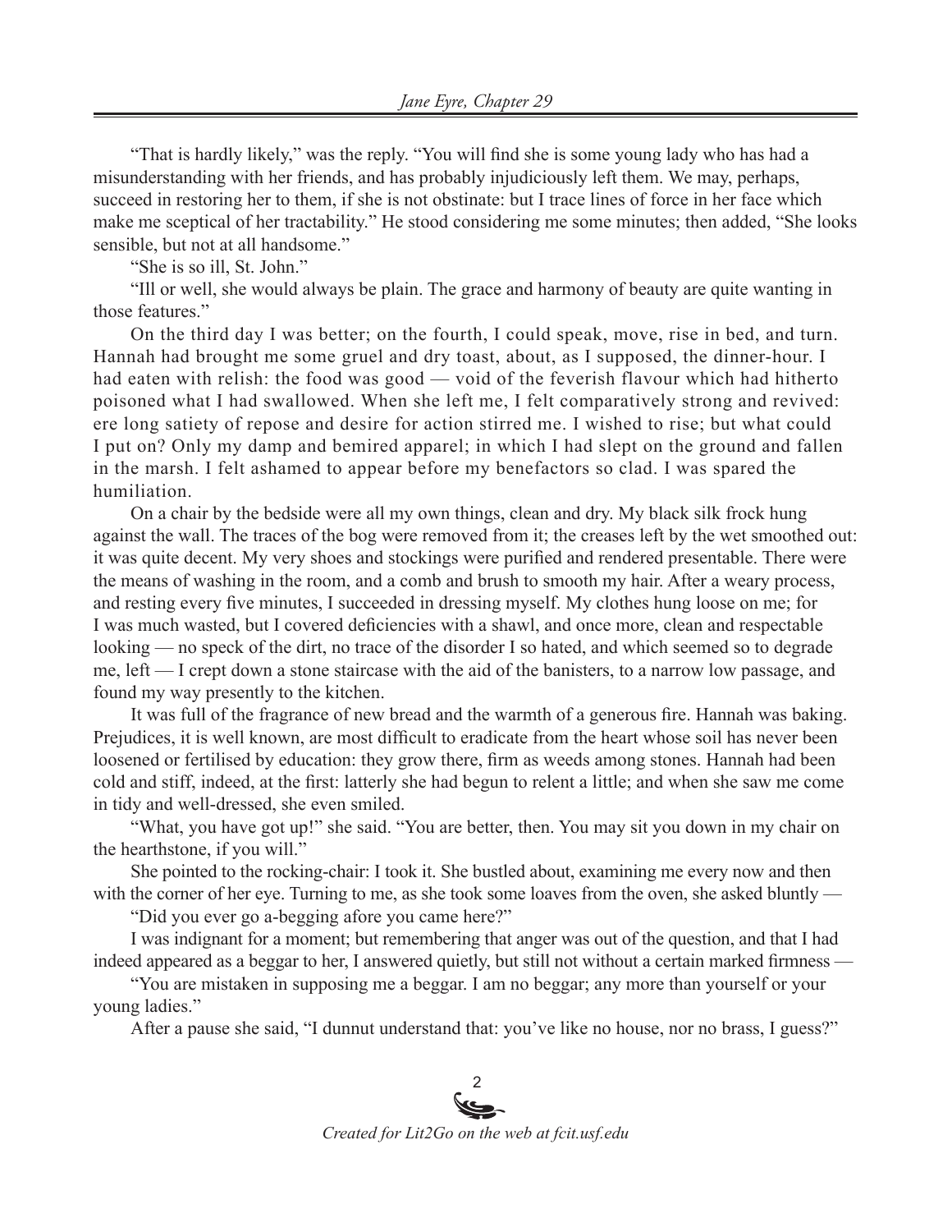"That is hardly likely," was the reply. "You will find she is some young lady who has had a misunderstanding with her friends, and has probably injudiciously left them. We may, perhaps, succeed in restoring her to them, if she is not obstinate: but I trace lines of force in her face which make me sceptical of her tractability." He stood considering me some minutes; then added, "She looks sensible, but not at all handsome."

"She is so ill, St. John."

"Ill or well, she would always be plain. The grace and harmony of beauty are quite wanting in those features."

On the third day I was better; on the fourth, I could speak, move, rise in bed, and turn. Hannah had brought me some gruel and dry toast, about, as I supposed, the dinner-hour. I had eaten with relish: the food was good — void of the feverish flavour which had hitherto poisoned what I had swallowed. When she left me, I felt comparatively strong and revived: ere long satiety of repose and desire for action stirred me. I wished to rise; but what could I put on? Only my damp and bemired apparel; in which I had slept on the ground and fallen in the marsh. I felt ashamed to appear before my benefactors so clad. I was spared the humiliation.

On a chair by the bedside were all my own things, clean and dry. My black silk frock hung against the wall. The traces of the bog were removed from it; the creases left by the wet smoothed out: it was quite decent. My very shoes and stockings were purified and rendered presentable. There were the means of washing in the room, and a comb and brush to smooth my hair. After a weary process, and resting every five minutes, I succeeded in dressing myself. My clothes hung loose on me; for I was much wasted, but I covered deficiencies with a shawl, and once more, clean and respectable looking — no speck of the dirt, no trace of the disorder I so hated, and which seemed so to degrade me, left — I crept down a stone staircase with the aid of the banisters, to a narrow low passage, and found my way presently to the kitchen.

It was full of the fragrance of new bread and the warmth of a generous fire. Hannah was baking. Prejudices, it is well known, are most difficult to eradicate from the heart whose soil has never been loosened or fertilised by education: they grow there, firm as weeds among stones. Hannah had been cold and stiff, indeed, at the first: latterly she had begun to relent a little; and when she saw me come in tidy and well-dressed, she even smiled.

"What, you have got up!" she said. "You are better, then. You may sit you down in my chair on the hearthstone, if you will."

She pointed to the rocking-chair: I took it. She bustled about, examining me every now and then with the corner of her eye. Turning to me, as she took some loaves from the oven, she asked bluntly —

"Did you ever go a-begging afore you came here?"

I was indignant for a moment; but remembering that anger was out of the question, and that I had indeed appeared as a beggar to her, I answered quietly, but still not without a certain marked firmness —

"You are mistaken in supposing me a beggar. I am no beggar; any more than yourself or your young ladies."

After a pause she said, "I dunnut understand that: you've like no house, nor no brass, I guess?"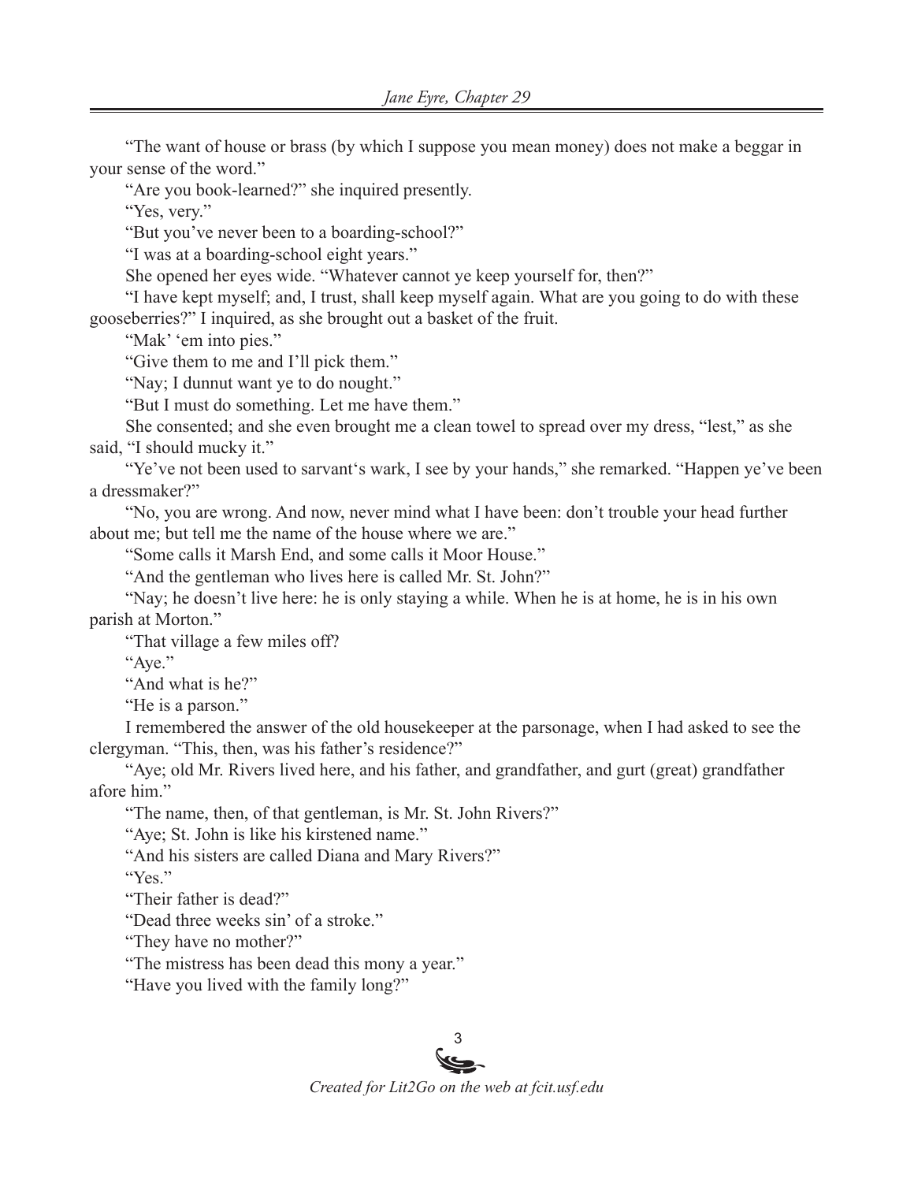"The want of house or brass (by which I suppose you mean money) does not make a beggar in your sense of the word."

"Are you book-learned?" she inquired presently.

"Yes, very."

"But you've never been to a boarding-school?"

"I was at a boarding-school eight years."

She opened her eyes wide. "Whatever cannot ye keep yourself for, then?"

"I have kept myself; and, I trust, shall keep myself again. What are you going to do with these gooseberries?" I inquired, as she brought out a basket of the fruit.

"Mak' 'em into pies."

"Give them to me and I'll pick them."

"Nay; I dunnut want ye to do nought."

"But I must do something. Let me have them."

She consented; and she even brought me a clean towel to spread over my dress, "lest," as she said, "I should mucky it."

"Ye've not been used to sarvant's wark, I see by your hands," she remarked. "Happen ye've been a dressmaker?"

"No, you are wrong. And now, never mind what I have been: don't trouble your head further about me; but tell me the name of the house where we are."

"Some calls it Marsh End, and some calls it Moor House."

"And the gentleman who lives here is called Mr. St. John?"

"Nay; he doesn't live here: he is only staying a while. When he is at home, he is in his own parish at Morton."

"That village a few miles off?

"Aye."

"And what is he?"

"He is a parson."

I remembered the answer of the old housekeeper at the parsonage, when I had asked to see the clergyman. "This, then, was his father's residence?"

"Aye; old Mr. Rivers lived here, and his father, and grandfather, and gurt (great) grandfather afore him."

"The name, then, of that gentleman, is Mr. St. John Rivers?"

"Aye; St. John is like his kirstened name."

"And his sisters are called Diana and Mary Rivers?"

"Yes."

"Their father is dead?"

"Dead three weeks sin' of a stroke."

"They have no mother?"

"The mistress has been dead this mony a year."

"Have you lived with the family long?"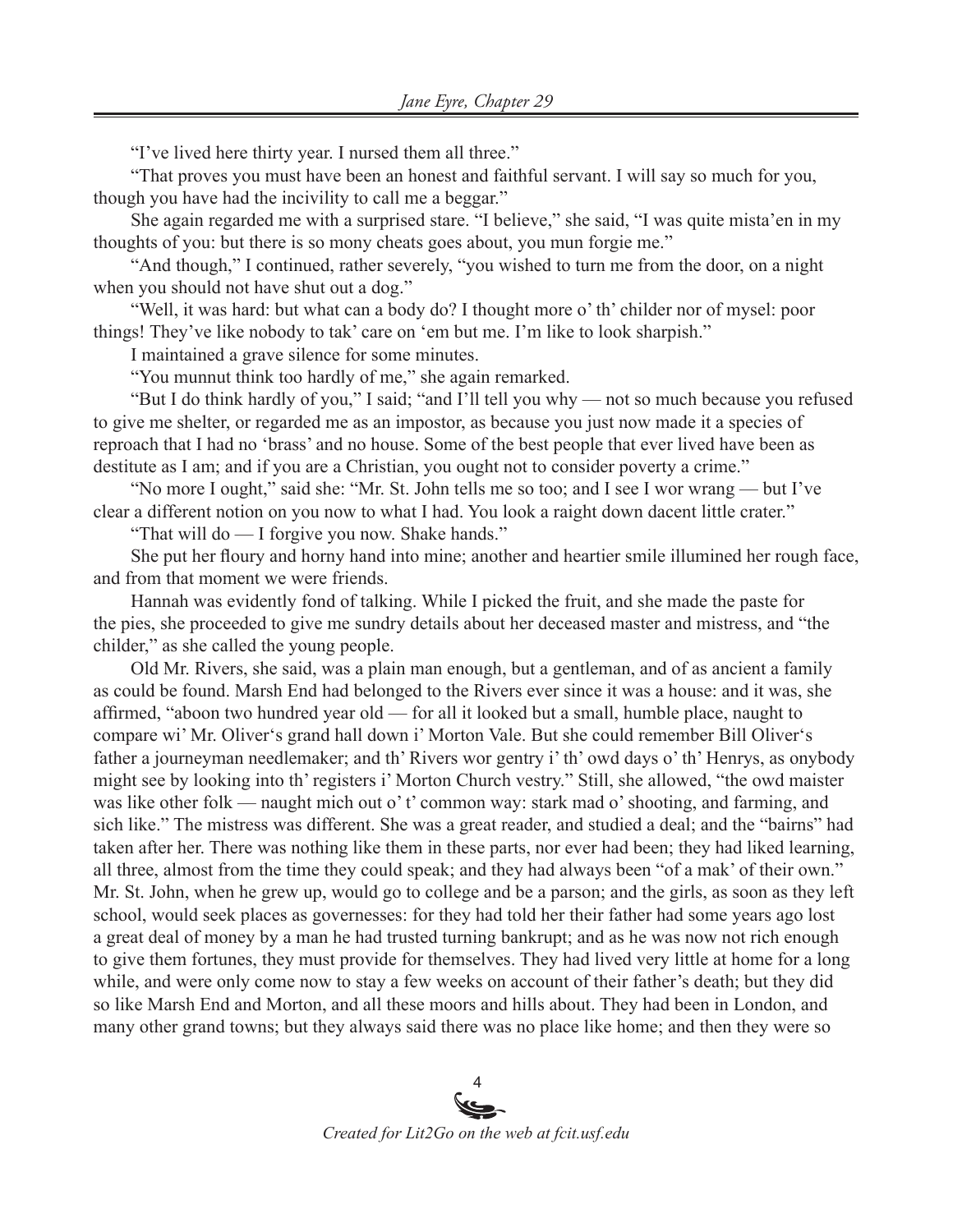"I've lived here thirty year. I nursed them all three."

"That proves you must have been an honest and faithful servant. I will say so much for you, though you have had the incivility to call me a beggar."

She again regarded me with a surprised stare. "I believe," she said, "I was quite mista'en in my thoughts of you: but there is so mony cheats goes about, you mun forgie me."

"And though," I continued, rather severely, "you wished to turn me from the door, on a night when you should not have shut out a dog."

"Well, it was hard: but what can a body do? I thought more o' th' childer nor of mysel: poor things! They've like nobody to tak' care on 'em but me. I'm like to look sharpish."

I maintained a grave silence for some minutes.

"You munnut think too hardly of me," she again remarked.

"But I do think hardly of you," I said; "and I'll tell you why — not so much because you refused to give me shelter, or regarded me as an impostor, as because you just now made it a species of reproach that I had no 'brass' and no house. Some of the best people that ever lived have been as destitute as I am; and if you are a Christian, you ought not to consider poverty a crime."

"No more I ought," said she: "Mr. St. John tells me so too; and I see I wor wrang — but I've clear a different notion on you now to what I had. You look a raight down dacent little crater."

"That will do — I forgive you now. Shake hands."

She put her floury and horny hand into mine; another and heartier smile illumined her rough face, and from that moment we were friends.

Hannah was evidently fond of talking. While I picked the fruit, and she made the paste for the pies, she proceeded to give me sundry details about her deceased master and mistress, and "the childer," as she called the young people.

Old Mr. Rivers, she said, was a plain man enough, but a gentleman, and of as ancient a family as could be found. Marsh End had belonged to the Rivers ever since it was a house: and it was, she affirmed, "aboon two hundred year old — for all it looked but a small, humble place, naught to compare wi' Mr. Oliver's grand hall down i' Morton Vale. But she could remember Bill Oliver's father a journeyman needlemaker; and th' Rivers wor gentry i' th' owd days o' th' Henrys, as onybody might see by looking into th' registers i' Morton Church vestry." Still, she allowed, "the owd maister was like other folk — naught mich out o' t' common way: stark mad o' shooting, and farming, and sich like." The mistress was different. She was a great reader, and studied a deal; and the "bairns" had taken after her. There was nothing like them in these parts, nor ever had been; they had liked learning, all three, almost from the time they could speak; and they had always been "of a mak' of their own." Mr. St. John, when he grew up, would go to college and be a parson; and the girls, as soon as they left school, would seek places as governesses: for they had told her their father had some years ago lost a great deal of money by a man he had trusted turning bankrupt; and as he was now not rich enough to give them fortunes, they must provide for themselves. They had lived very little at home for a long while, and were only come now to stay a few weeks on account of their father's death; but they did so like Marsh End and Morton, and all these moors and hills about. They had been in London, and many other grand towns; but they always said there was no place like home; and then they were so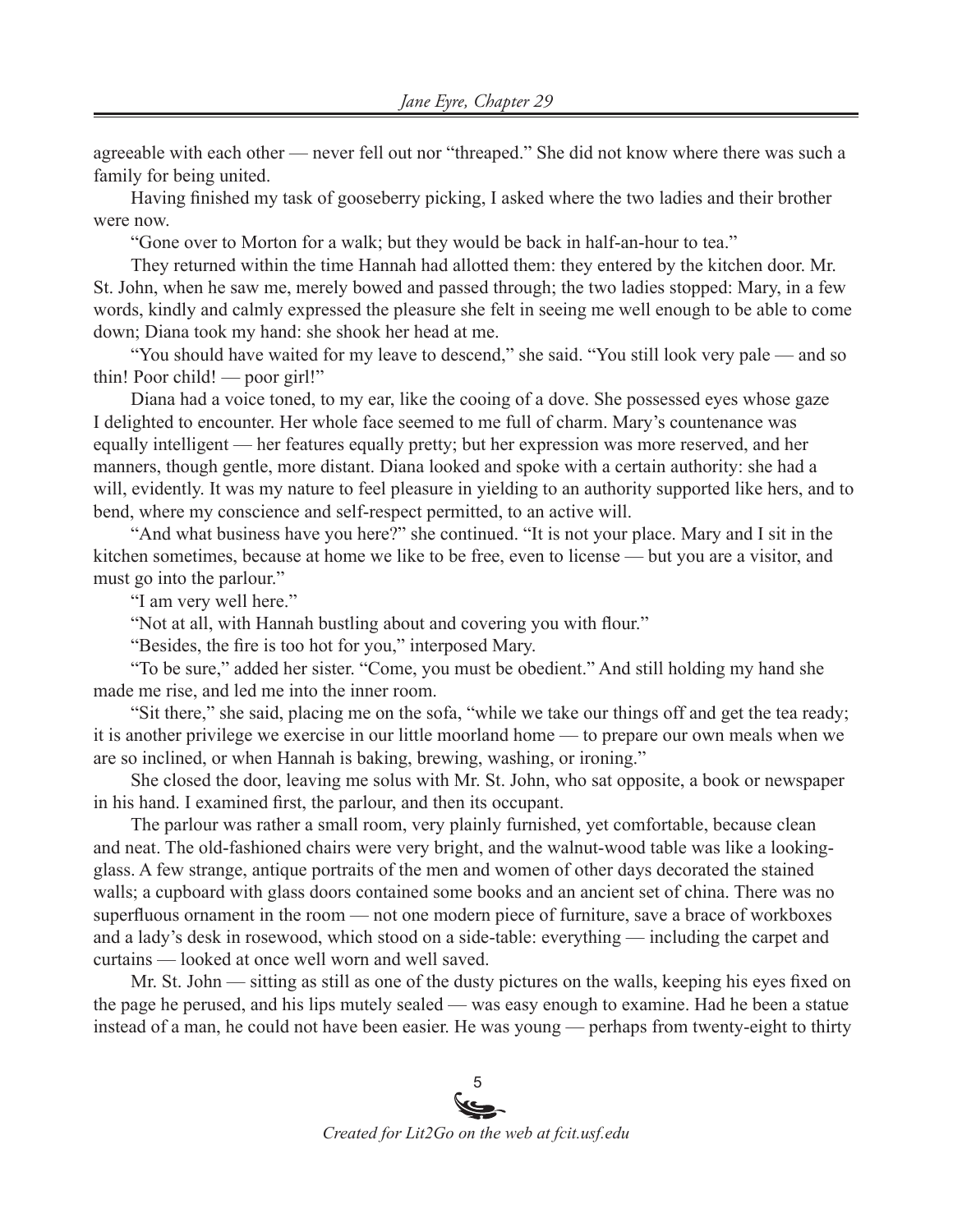agreeable with each other — never fell out nor "threaped." She did not know where there was such a family for being united.

Having finished my task of gooseberry picking, I asked where the two ladies and their brother were now.

"Gone over to Morton for a walk; but they would be back in half-an-hour to tea."

They returned within the time Hannah had allotted them: they entered by the kitchen door. Mr. St. John, when he saw me, merely bowed and passed through; the two ladies stopped: Mary, in a few words, kindly and calmly expressed the pleasure she felt in seeing me well enough to be able to come down; Diana took my hand: she shook her head at me.

"You should have waited for my leave to descend," she said. "You still look very pale — and so thin! Poor child! — poor girl!"

Diana had a voice toned, to my ear, like the cooing of a dove. She possessed eyes whose gaze I delighted to encounter. Her whole face seemed to me full of charm. Mary's countenance was equally intelligent — her features equally pretty; but her expression was more reserved, and her manners, though gentle, more distant. Diana looked and spoke with a certain authority: she had a will, evidently. It was my nature to feel pleasure in yielding to an authority supported like hers, and to bend, where my conscience and self-respect permitted, to an active will.

"And what business have you here?" she continued. "It is not your place. Mary and I sit in the kitchen sometimes, because at home we like to be free, even to license — but you are a visitor, and must go into the parlour."

"I am very well here."

"Not at all, with Hannah bustling about and covering you with flour."

"Besides, the fire is too hot for you," interposed Mary.

"To be sure," added her sister. "Come, you must be obedient." And still holding my hand she made me rise, and led me into the inner room.

"Sit there," she said, placing me on the sofa, "while we take our things off and get the tea ready; it is another privilege we exercise in our little moorland home — to prepare our own meals when we are so inclined, or when Hannah is baking, brewing, washing, or ironing."

She closed the door, leaving me solus with Mr. St. John, who sat opposite, a book or newspaper in his hand. I examined first, the parlour, and then its occupant.

The parlour was rather a small room, very plainly furnished, yet comfortable, because clean and neat. The old-fashioned chairs were very bright, and the walnut-wood table was like a looking-glass. A few strange, antique portraits of the men and women of other days decorated the stained walls; a cupboard with glass doors contained some books and an ancient set of china. There was no superfluous ornament in the room — not one modern piece of furniture, save a brace of workboxes and a lady's desk in rosewood, which stood on a side-table: everything — including the carpet and curtains — looked at once well worn and well saved.

Mr. St. John — sitting as still as one of the dusty pictures on the walls, keeping his eyes fixed on the page he perused, and his lips mutely sealed — was easy enough to examine. Had he been a statue instead of a man, he could not have been easier. He was young — perhaps from twenty-eight to thirty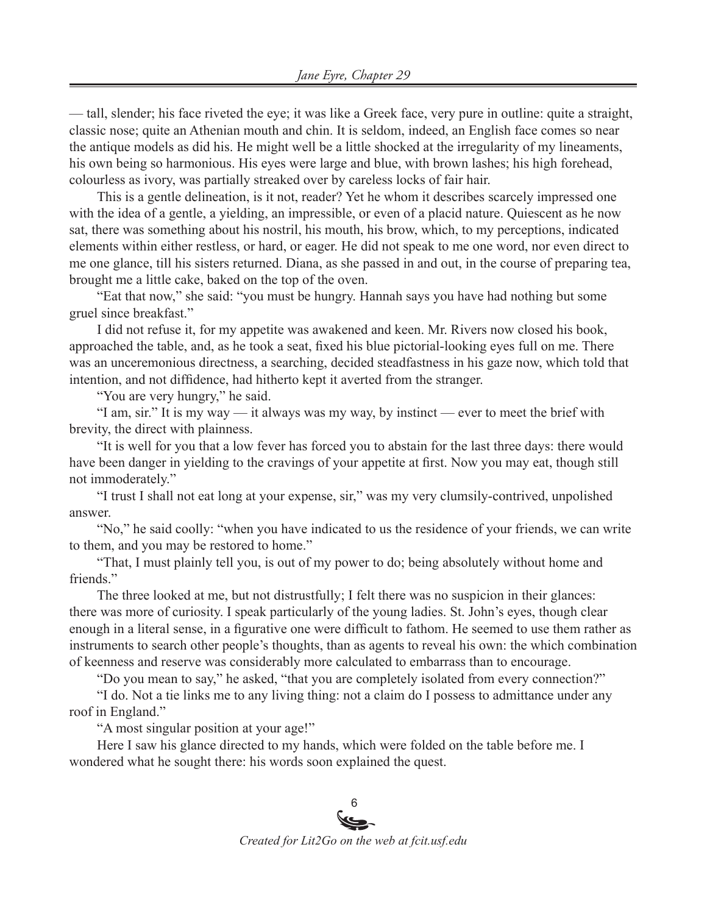— tall, slender; his face riveted the eye; it was like a Greek face, very pure in outline: quite a straight, classic nose; quite an Athenian mouth and chin. It is seldom, indeed, an English face comes so near the antique models as did his. He might well be a little shocked at the irregularity of my lineaments, his own being so harmonious. His eyes were large and blue, with brown lashes; his high forehead, colourless as ivory, was partially streaked over by careless locks of fair hair.

This is a gentle delineation, is it not, reader? Yet he whom it describes scarcely impressed one with the idea of a gentle, a yielding, an impressible, or even of a placid nature. Quiescent as he now sat, there was something about his nostril, his mouth, his brow, which, to my perceptions, indicated elements within either restless, or hard, or eager. He did not speak to me one word, nor even direct to me one glance, till his sisters returned. Diana, as she passed in and out, in the course of preparing tea, brought me a little cake, baked on the top of the oven.

"Eat that now," she said: "you must be hungry. Hannah says you have had nothing but some gruel since breakfast."

I did not refuse it, for my appetite was awakened and keen. Mr. Rivers now closed his book, approached the table, and, as he took a seat, fixed his blue pictorial-looking eyes full on me. There was an unceremonious directness, a searching, decided steadfastness in his gaze now, which told that intention, and not diffidence, had hitherto kept it averted from the stranger.

"You are very hungry," he said.

"I am, sir." It is my way — it always was my way, by instinct — ever to meet the brief with brevity, the direct with plainness.

"It is well for you that a low fever has forced you to abstain for the last three days: there would have been danger in yielding to the cravings of your appetite at first. Now you may eat, though still not immoderately."

"I trust I shall not eat long at your expense, sir," was my very clumsily-contrived, unpolished answer.

"No," he said coolly: "when you have indicated to us the residence of your friends, we can write to them, and you may be restored to home."

"That, I must plainly tell you, is out of my power to do; being absolutely without home and friends."

The three looked at me, but not distrustfully; I felt there was no suspicion in their glances: there was more of curiosity. I speak particularly of the young ladies. St. John's eyes, though clear enough in a literal sense, in a figurative one were difficult to fathom. He seemed to use them rather as instruments to search other people's thoughts, than as agents to reveal his own: the which combination of keenness and reserve was considerably more calculated to embarrass than to encourage.

"Do you mean to say," he asked, "that you are completely isolated from every connection?"

"I do. Not a tie links me to any living thing: not a claim do I possess to admittance under any roof in England."

"A most singular position at your age!"

Here I saw his glance directed to my hands, which were folded on the table before me. I wondered what he sought there: his words soon explained the quest.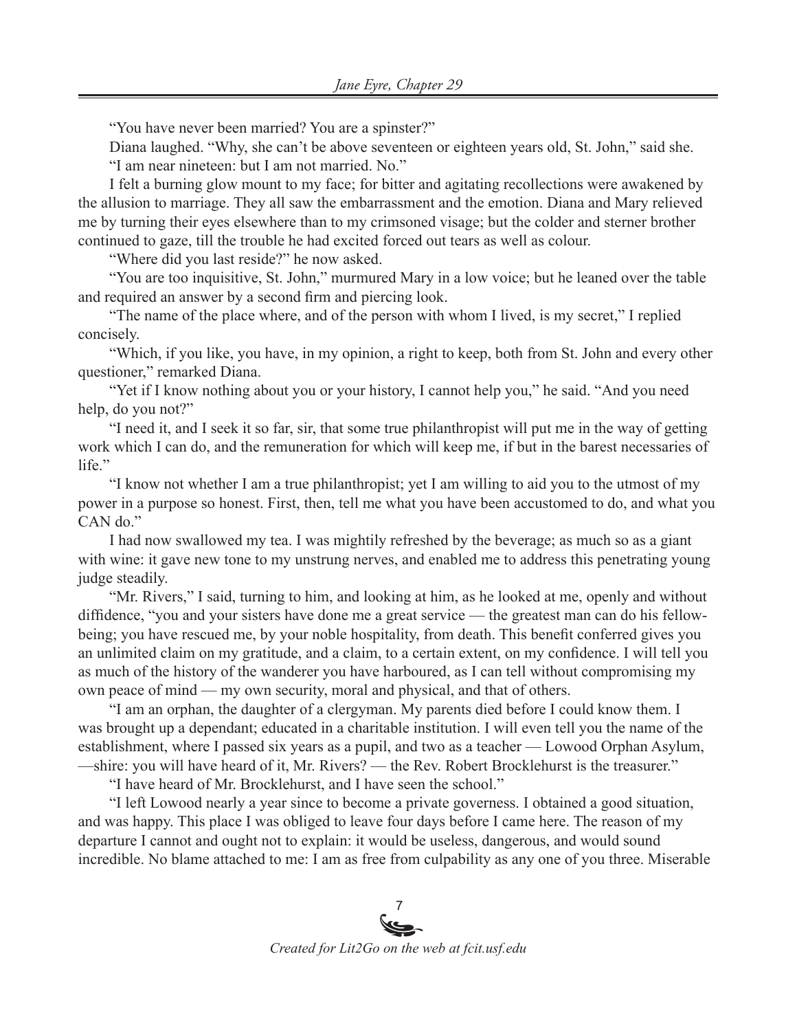"You have never been married? You are a spinster?"

Diana laughed. "Why, she can't be above seventeen or eighteen years old, St. John," said she.

"I am near nineteen: but I am not married. No."

I felt a burning glow mount to my face; for bitter and agitating recollections were awakened by the allusion to marriage. They all saw the embarrassment and the emotion. Diana and Mary relieved me by turning their eyes elsewhere than to my crimsoned visage; but the colder and sterner brother continued to gaze, till the trouble he had excited forced out tears as well as colour.

"Where did you last reside?" he now asked.

"You are too inquisitive, St. John," murmured Mary in a low voice; but he leaned over the table and required an answer by a second firm and piercing look.

"The name of the place where, and of the person with whom I lived, is my secret," I replied concisely.

"Which, if you like, you have, in my opinion, a right to keep, both from St. John and every other questioner," remarked Diana.

"Yet if I know nothing about you or your history, I cannot help you," he said. "And you need help, do you not?"

"I need it, and I seek it so far, sir, that some true philanthropist will put me in the way of getting work which I can do, and the remuneration for which will keep me, if but in the barest necessaries of life."

"I know not whether I am a true philanthropist; yet I am willing to aid you to the utmost of my power in a purpose so honest. First, then, tell me what you have been accustomed to do, and what you CAN do."

I had now swallowed my tea. I was mightily refreshed by the beverage; as much so as a giant with wine: it gave new tone to my unstrung nerves, and enabled me to address this penetrating young judge steadily.

"Mr. Rivers," I said, turning to him, and looking at him, as he looked at me, openly and without diffidence, "you and your sisters have done me a great service — the greatest man can do his fellow-being; you have rescued me, by your noble hospitality, from death. This benefit conferred gives you an unlimited claim on my gratitude, and a claim, to a certain extent, on my confidence. I will tell you as much of the history of the wanderer you have harboured, as I can tell without compromising my own peace of mind — my own security, moral and physical, and that of others.

"I am an orphan, the daughter of a clergyman. My parents died before I could know them. I was brought up a dependant; educated in a charitable institution. I will even tell you the name of the establishment, where I passed six years as a pupil, and two as a teacher — Lowood Orphan Asylum, —shire: you will have heard of it, Mr. Rivers? — the Rev. Robert Brocklehurst is the treasurer."

"I have heard of Mr. Brocklehurst, and I have seen the school."

"I left Lowood nearly a year since to become a private governess. I obtained a good situation, and was happy. This place I was obliged to leave four days before I came here. The reason of my departure I cannot and ought not to explain: it would be useless, dangerous, and would sound incredible. No blame attached to me: I am as free from culpability as any one of you three. Miserable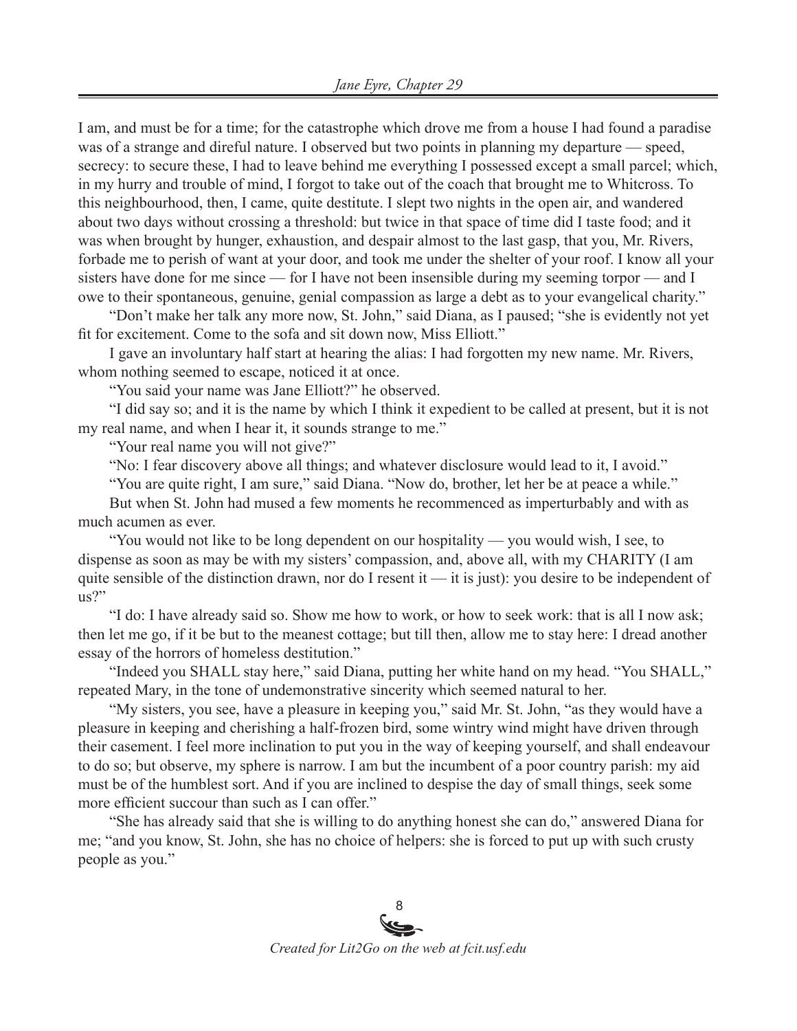I am, and must be for a time; for the catastrophe which drove me from a house I had found a paradise was of a strange and direful nature. I observed but two points in planning my departure — speed, secrecy: to secure these, I had to leave behind me everything I possessed except a small parcel; which, in my hurry and trouble of mind, I forgot to take out of the coach that brought me to Whitcross. To this neighbourhood, then, I came, quite destitute. I slept two nights in the open air, and wandered about two days without crossing a threshold: but twice in that space of time did I taste food; and it was when brought by hunger, exhaustion, and despair almost to the last gasp, that you, Mr. Rivers, forbade me to perish of want at your door, and took me under the shelter of your roof. I know all your sisters have done for me since — for I have not been insensible during my seeming torpor — and I owe to their spontaneous, genuine, genial compassion as large a debt as to your evangelical charity."

"Don't make her talk any more now, St. John," said Diana, as I paused; "she is evidently not yet fit for excitement. Come to the sofa and sit down now, Miss Elliott."

I gave an involuntary half start at hearing the alias: I had forgotten my new name. Mr. Rivers, whom nothing seemed to escape, noticed it at once.

"You said your name was Jane Elliott?" he observed.

"I did say so; and it is the name by which I think it expedient to be called at present, but it is not my real name, and when I hear it, it sounds strange to me."

"Your real name you will not give?"

"No: I fear discovery above all things; and whatever disclosure would lead to it, I avoid."

"You are quite right, I am sure," said Diana. "Now do, brother, let her be at peace a while."

But when St. John had mused a few moments he recommenced as imperturbably and with as much acumen as ever.

"You would not like to be long dependent on our hospitality — you would wish, I see, to dispense as soon as may be with my sisters' compassion, and, above all, with my CHARITY (I am quite sensible of the distinction drawn, nor do I resent it — it is just): you desire to be independent of us?"

"I do: I have already said so. Show me how to work, or how to seek work: that is all I now ask; then let me go, if it be but to the meanest cottage; but till then, allow me to stay here: I dread another essay of the horrors of homeless destitution."

"Indeed you SHALL stay here," said Diana, putting her white hand on my head. "You SHALL," repeated Mary, in the tone of undemonstrative sincerity which seemed natural to her.

"My sisters, you see, have a pleasure in keeping you," said Mr. St. John, "as they would have a pleasure in keeping and cherishing a half-frozen bird, some wintry wind might have driven through their casement. I feel more inclination to put you in the way of keeping yourself, and shall endeavour to do so; but observe, my sphere is narrow. I am but the incumbent of a poor country parish: my aid must be of the humblest sort. And if you are inclined to despise the day of small things, seek some more efficient succour than such as I can offer."

"She has already said that she is willing to do anything honest she can do," answered Diana for me; "and you know, St. John, she has no choice of helpers: she is forced to put up with such crusty people as you."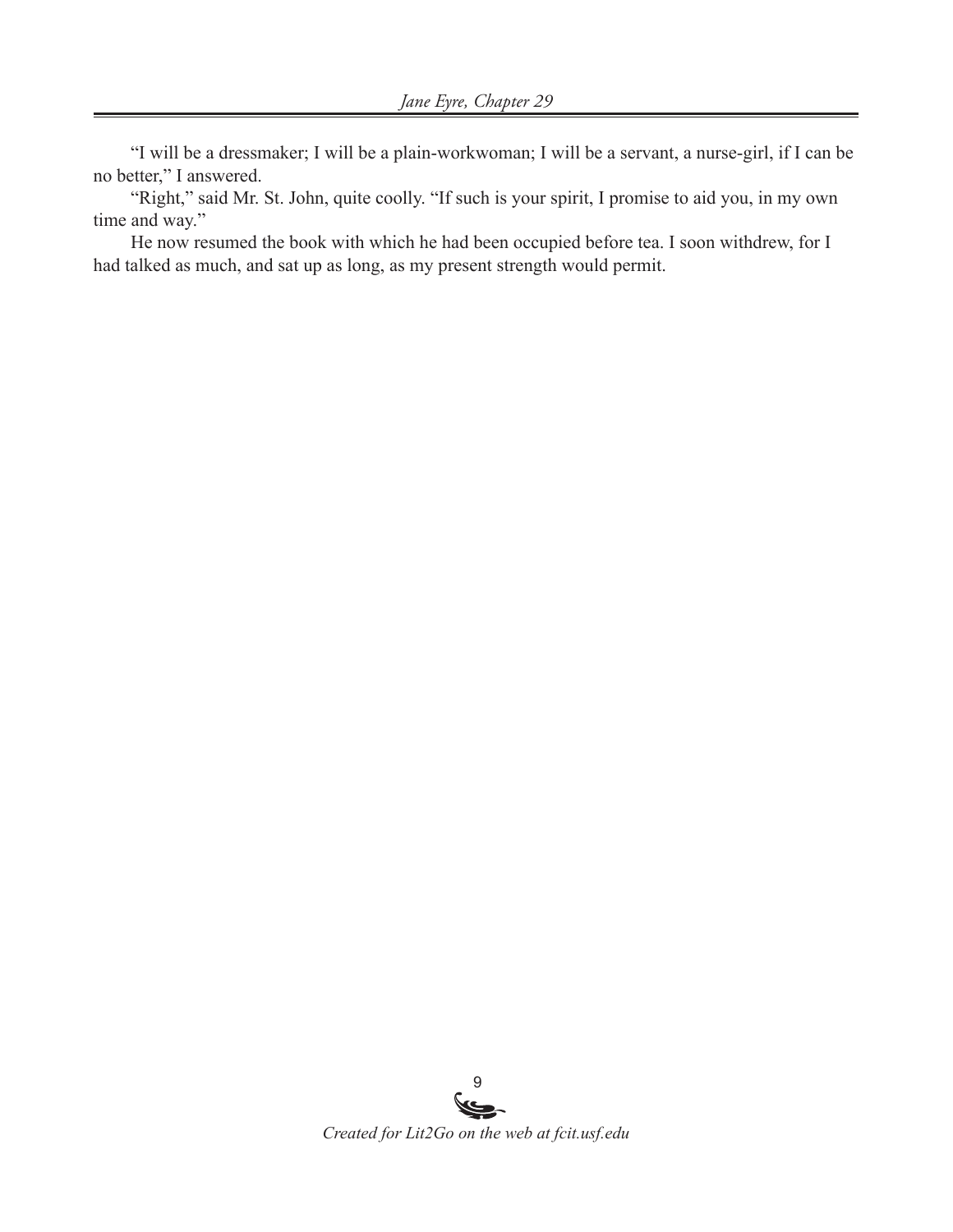"I will be a dressmaker; I will be a plain-workwoman; I will be a servant, a nurse-girl, if I can be no better," I answered.

"Right," said Mr. St. John, quite coolly. "If such is your spirit, I promise to aid you, in my own time and way."

He now resumed the book with which he had been occupied before tea. I soon withdrew, for I had talked as much, and sat up as long, as my present strength would permit.